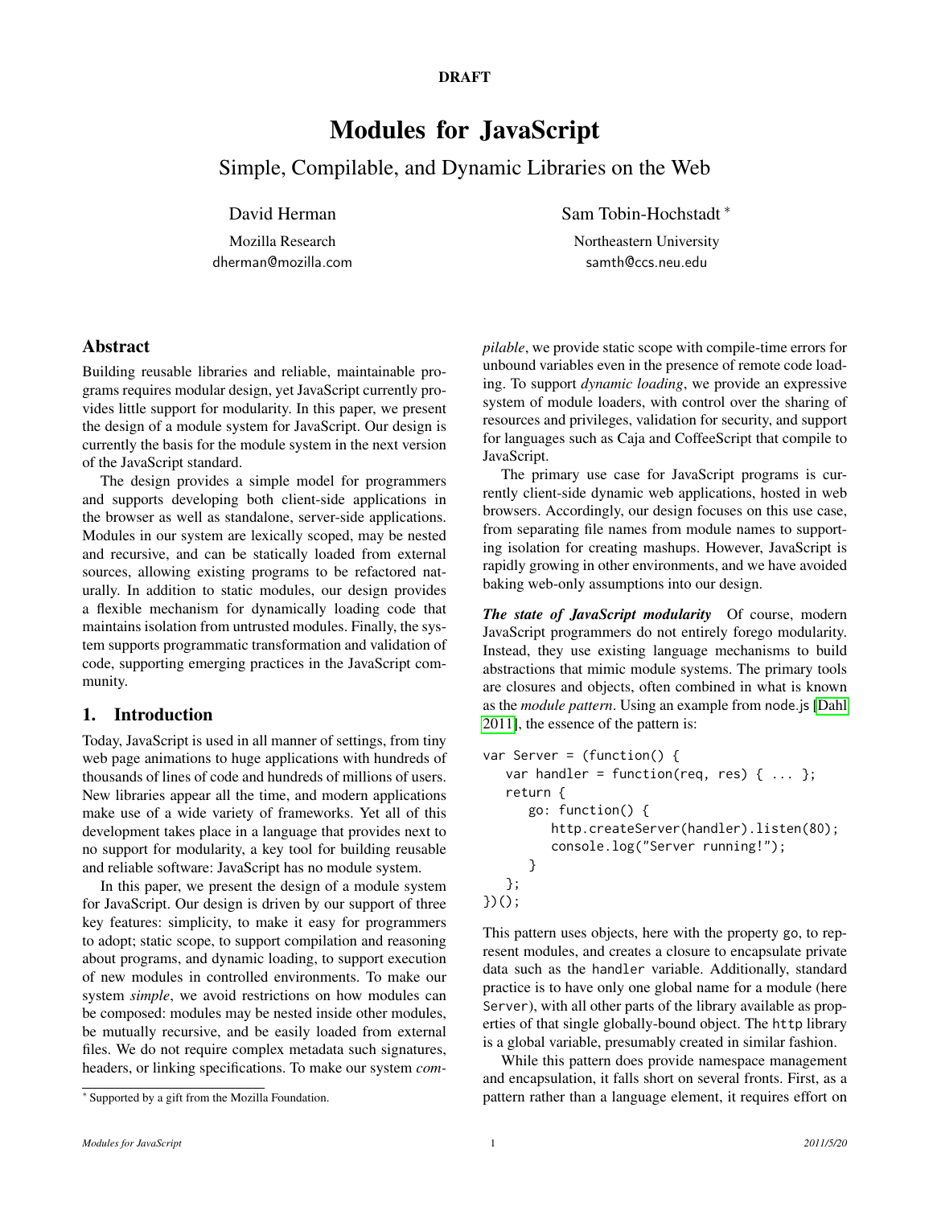DRAFT

# Modules for JavaScript

## Simple, Compilable, and Dynamic Libraries on the Web

David Herman
Mozilla Research
dherman@mozilla.com

Sam Tobin-Hochstadt [*]
Northeastern University
samth@ccs.neu.edu

## Abstract

Building reusable libraries and reliable, maintainable programs requires modular design, yet JavaScript currently provides little support for modularity. In this paper, we present the design of a module system for JavaScript. Our design is currently the basis for the module system in the next version of the JavaScript standard.

The design provides a simple model for programmers and supports developing both client-side applications in the browser as well as standalone, server-side applications. Modules in our system are lexically scoped, may be nested and recursive, and can be statically loaded from external sources, allowing existing programs to be refactored naturally. In addition to static modules, our design provides a flexible mechanism for dynamically loading code that maintains isolation from untrusted modules. Finally, the system supports programmatic transformation and validation of code, supporting emerging practices in the JavaScript community.

## 1. Introduction

Today, JavaScript is used in all manner of settings, from tiny web page animations to huge applications with hundreds of thousands of lines of code and hundreds of millions of users. New libraries appear all the time, and modern applications make use of a wide variety of frameworks. Yet all of this development takes place in a language that provides next to no support for modularity, a key tool for building reusable and reliable software: JavaScript has no module system.

In this paper, we present the design of a module system for JavaScript. Our design is driven by our support of three key features: simplicity, to make it easy for programmers to adopt; static scope, to support compilation and reasoning about programs, and dynamic loading, to support execution of new modules in controlled environments. To make our system *simple*, we avoid restrictions on how modules can be composed: modules may be nested inside other modules, be mutually recursive, and be easily loaded from external files. We do not require complex metadata such signatures, headers, or linking specifications. To make our system *compilable*, we provide static scope with compile-time errors for unbound variables even in the presence of remote code loading. To support *dynamic loading*, we provide an expressive system of module loaders, with control over the sharing of resources and privileges, validation for security, and support for languages such as Caja and CoffeeScript that compile to JavaScript.

The primary use case for JavaScript programs is currently client-side dynamic web applications, hosted in web browsers. Accordingly, our design focuses on this use case, from separating file names from module names to supporting isolation for creating mashups. However, JavaScript is rapidly growing in other environments, and we have avoided baking web-only assumptions into our design.

***The state of JavaScript modularity*** Of course, modern JavaScript programmers do not entirely forego modularity. Instead, they use existing language mechanisms to build abstractions that mimic module systems. The primary tools are closures and objects, often combined in what is known as the *module pattern*. Using an example from node.js [Dahl 2011], the essence of the pattern is:

```
var Server = (function() {
   var handler = function(req, res) { ... };
   return {
      go: function() {
         http.createServer(handler).listen(80);
         console.log("Server running!");
      }
   };
})();
```

This pattern uses objects, here with the property go, to represent modules, and creates a closure to encapsulate private data such as the handler variable. Additionally, standard practice is to have only one global name for a module (here Server), with all other parts of the library available as properties of that single globally-bound object. The http library is a global variable, presumably created in similar fashion.

While this pattern does provide namespace management and encapsulation, it falls short on several fronts. First, as a pattern rather than a language element, it requires effort on

[*] Supported by a gift from the Mozilla Foundation.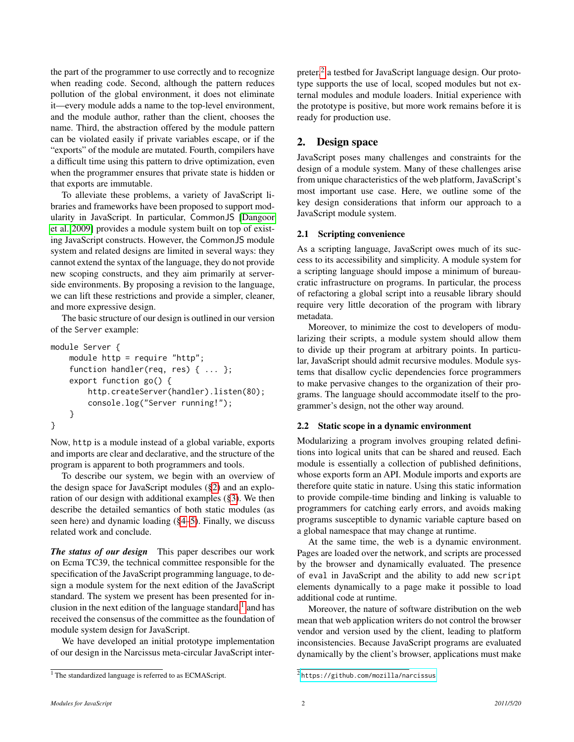the part of the programmer to use correctly and to recognize when reading code. Second, although the pattern reduces pollution of the global environment, it does not eliminate it—every module adds a name to the top-level environment, and the module author, rather than the client, chooses the name. Third, the abstraction offered by the module pattern can be violated easily if private variables escape, or if the "exports" of the module are mutated. Fourth, compilers have a difficult time using this pattern to drive optimization, even when the programmer ensures that private state is hidden or that exports are immutable.

To alleviate these problems, a variety of JavaScript libraries and frameworks have been proposed to support modularity in JavaScript. In particular, CommonJS [Dangoor et al. 2009] provides a module system built on top of existing JavaScript constructs. However, the CommonJS module system and related designs are limited in several ways: they cannot extend the syntax of the language, they do not provide new scoping constructs, and they aim primarily at server-side environments. By proposing a revision to the language, we can lift these restrictions and provide a simpler, cleaner, and more expressive design.

The basic structure of our design is outlined in our version of the Server example:

```
module Server {
    module http = require "http";
    function handler(req, res) { ... };
    export function go() {
        http.createServer(handler).listen(80);
        console.log("Server running!");
    }
}
```

Now, `http` is a module instead of a global variable, exports and imports are clear and declarative, and the structure of the program is apparent to both programmers and tools.

To describe our system, we begin with an overview of the design space for JavaScript modules (§2) and an exploration of our design with additional examples (§3). We then describe the detailed semantics of both static modules (as seen here) and dynamic loading (§4–5). Finally, we discuss related work and conclude.

***The status of our design*** This paper describes our work on Ecma TC39, the technical committee responsible for the specification of the JavaScript programming language, to design a module system for the next edition of the JavaScript standard. The system we present has been presented for inclusion in the next edition of the language standard,[1] and has received the consensus of the committee as the foundation of module system design for JavaScript.

We have developed an initial prototype implementation of our design in the Narcissus meta-circular JavaScript interpreter,[2] a testbed for JavaScript language design. Our prototype supports the use of local, scoped modules but not external modules and module loaders. Initial experience with the prototype is positive, but more work remains before it is ready for production use.

[1] The standardized language is referred to as ECMAScript.

[2] https://github.com/mozilla/narcissus

## 2. Design space

JavaScript poses many challenges and constraints for the design of a module system. Many of these challenges arise from unique characteristics of the web platform, JavaScript's most important use case. Here, we outline some of the key design considerations that inform our approach to a JavaScript module system.

### 2.1 Scripting convenience

As a scripting language, JavaScript owes much of its success to its accessibility and simplicity. A module system for a scripting language should impose a minimum of bureaucratic infrastructure on programs. In particular, the process of refactoring a global script into a reusable library should require very little decoration of the program with library metadata.

Moreover, to minimize the cost to developers of modularizing their scripts, a module system should allow them to divide up their program at arbitrary points. In particular, JavaScript should admit recursive modules. Module systems that disallow cyclic dependencies force programmers to make pervasive changes to the organization of their programs. The language should accommodate itself to the programmer's design, not the other way around.

### 2.2 Static scope in a dynamic environment

Modularizing a program involves grouping related definitions into logical units that can be shared and reused. Each module is essentially a collection of published definitions, whose exports form an API. Module imports and exports are therefore quite static in nature. Using this static information to provide compile-time binding and linking is valuable to programmers for catching early errors, and avoids making programs susceptible to dynamic variable capture based on a global namespace that may change at runtime.

At the same time, the web is a dynamic environment. Pages are loaded over the network, and scripts are processed by the browser and dynamically evaluated. The presence of `eval` in JavaScript and the ability to add new `script` elements dynamically to a page make it possible to load additional code at runtime.

Moreover, the nature of software distribution on the web mean that web application writers do not control the browser vendor and version used by the client, leading to platform inconsistencies. Because JavaScript programs are evaluated dynamically by the client's browser, applications must make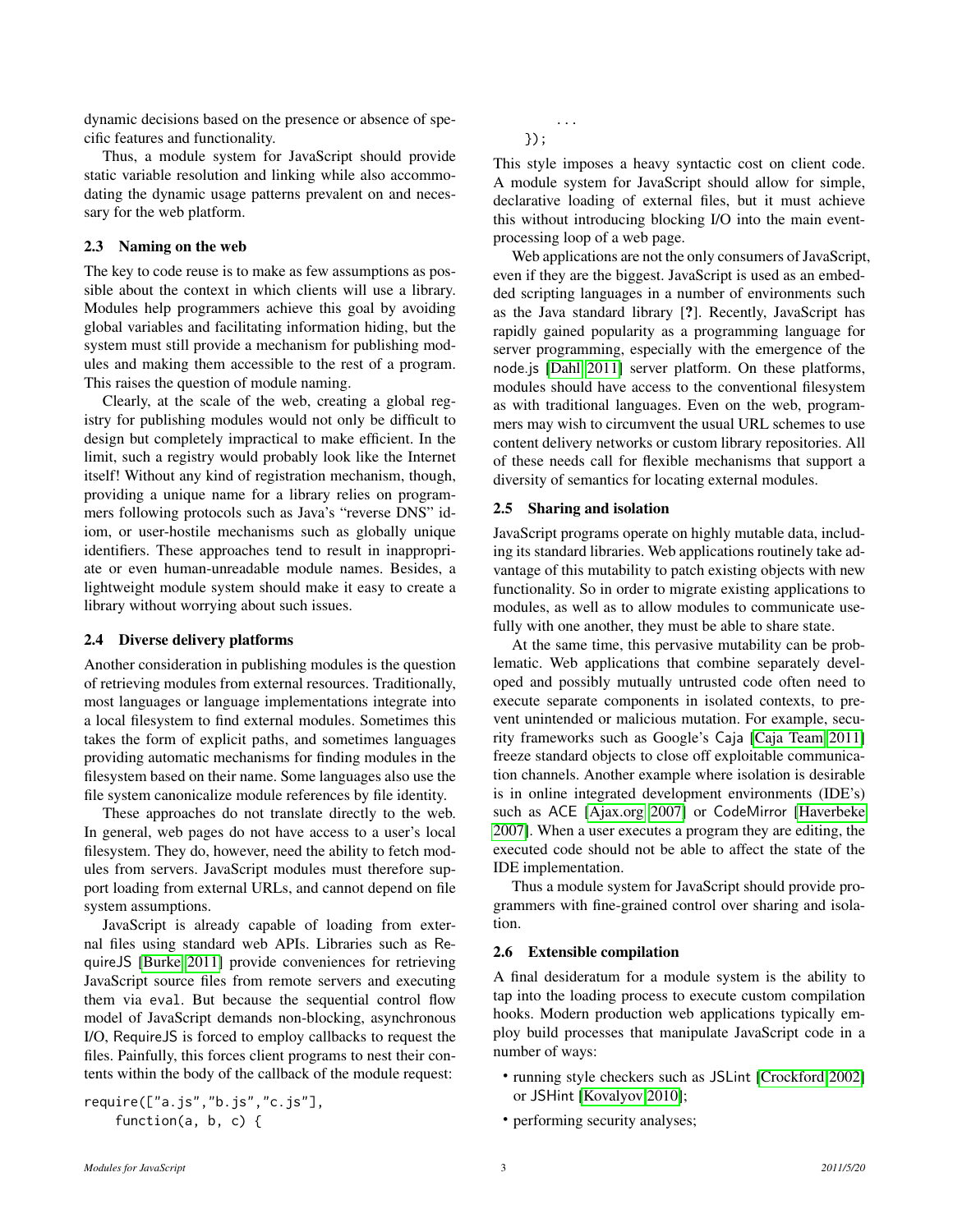dynamic decisions based on the presence or absence of specific features and functionality.

Thus, a module system for JavaScript should provide static variable resolution and linking while also accommodating the dynamic usage patterns prevalent on and necessary for the web platform.

### 2.3 Naming on the web

The key to code reuse is to make as few assumptions as possible about the context in which clients will use a library. Modules help programmers achieve this goal by avoiding global variables and facilitating information hiding, but the system must still provide a mechanism for publishing modules and making them accessible to the rest of a program. This raises the question of module naming.

Clearly, at the scale of the web, creating a global registry for publishing modules would not only be difficult to design but completely impractical to make efficient. In the limit, such a registry would probably look like the Internet itself! Without any kind of registration mechanism, though, providing a unique name for a library relies on programmers following protocols such as Java's "reverse DNS" idiom, or user-hostile mechanisms such as globally unique identifiers. These approaches tend to result in inappropriate or even human-unreadable module names. Besides, a lightweight module system should make it easy to create a library without worrying about such issues.

### 2.4 Diverse delivery platforms

Another consideration in publishing modules is the question of retrieving modules from external resources. Traditionally, most languages or language implementations integrate into a local filesystem to find external modules. Sometimes this takes the form of explicit paths, and sometimes languages providing automatic mechanisms for finding modules in the filesystem based on their name. Some languages also use the file system canonicalize module references by file identity.

These approaches do not translate directly to the web. In general, web pages do not have access to a user's local filesystem. They do, however, need the ability to fetch modules from servers. JavaScript modules must therefore support loading from external URLs, and cannot depend on file system assumptions.

JavaScript is already capable of loading from external files using standard web APIs. Libraries such as RequireJS [Burke 2011] provide conveniences for retrieving JavaScript source files from remote servers and executing them via `eval`. But because the sequential control flow model of JavaScript demands non-blocking, asynchronous I/O, RequireJS is forced to employ callbacks to request the files. Painfully, this forces client programs to nest their contents within the body of the callback of the module request:

```
require(["a.js","b.js","c.js"],
    function(a, b, c) {
        ...
    });
```

This style imposes a heavy syntactic cost on client code. A module system for JavaScript should allow for simple, declarative loading of external files, but it must achieve this without introducing blocking I/O into the main event-processing loop of a web page.

Web applications are not the only consumers of JavaScript, even if they are the biggest. JavaScript is used as an embedded scripting languages in a number of environments such as the Java standard library [?]. Recently, JavaScript has rapidly gained popularity as a programming language for server programming, especially with the emergence of the node.js [Dahl 2011] server platform. On these platforms, modules should have access to the conventional filesystem as with traditional languages. Even on the web, programmers may wish to circumvent the usual URL schemes to use content delivery networks or custom library repositories. All of these needs call for flexible mechanisms that support a diversity of semantics for locating external modules.

### 2.5 Sharing and isolation

JavaScript programs operate on highly mutable data, including its standard libraries. Web applications routinely take advantage of this mutability to patch existing objects with new functionality. So in order to migrate existing applications to modules, as well as to allow modules to communicate usefully with one another, they must be able to share state.

At the same time, this pervasive mutability can be problematic. Web applications that combine separately developed and possibly mutually untrusted code often need to execute separate components in isolated contexts, to prevent unintended or malicious mutation. For example, security frameworks such as Google's Caja [Caja Team 2011] freeze standard objects to close off exploitable communication channels. Another example where isolation is desirable is in online integrated development environments (IDE's) such as ACE [Ajax.org 2007] or CodeMirror [Haverbeke 2007]. When a user executes a program they are editing, the executed code should not be able to affect the state of the IDE implementation.

Thus a module system for JavaScript should provide programmers with fine-grained control over sharing and isolation.

### 2.6 Extensible compilation

A final desideratum for a module system is the ability to tap into the loading process to execute custom compilation hooks. Modern production web applications typically employ build processes that manipulate JavaScript code in a number of ways:

- running style checkers such as JSLint [Crockford 2002] or JSHint [Kovalyov 2010];
- performing security analyses;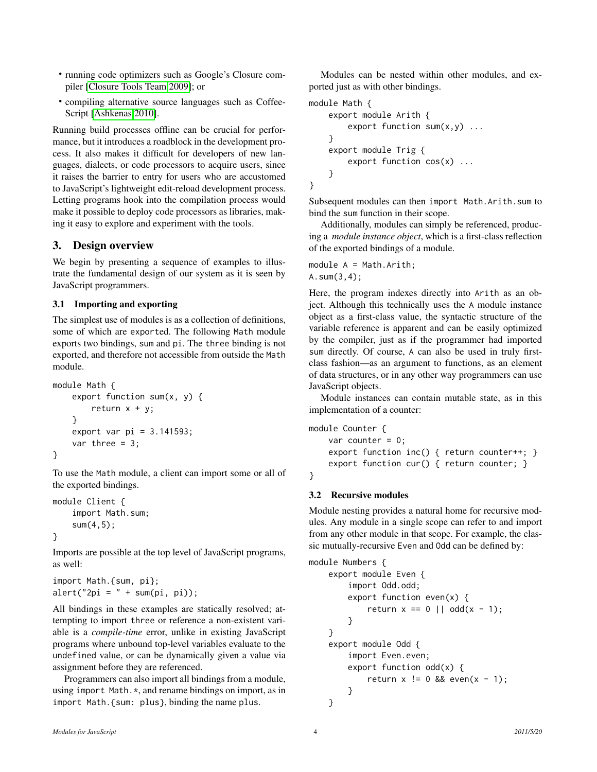- running code optimizers such as Google's Closure compiler [Closure Tools Team 2009]; or
- compiling alternative source languages such as CoffeeScript [Ashkenas 2010].

Running build processes offline can be crucial for performance, but it introduces a roadblock in the development process. It also makes it difficult for developers of new languages, dialects, or code processors to acquire users, since it raises the barrier to entry for users who are accustomed to JavaScript's lightweight edit-reload development process. Letting programs hook into the compilation process would make it possible to deploy code processors as libraries, making it easy to explore and experiment with the tools.

## 3. Design overview

We begin by presenting a sequence of examples to illustrate the fundamental design of our system as it is seen by JavaScript programmers.

### 3.1 Importing and exporting

The simplest use of modules is as a collection of definitions, some of which are exported. The following `Math` module exports two bindings, `sum` and `pi`. The `three` binding is not exported, and therefore not accessible from outside the `Math` module.

```
module Math {
    export function sum(x, y) {
        return x + y;
    }
    export var pi = 3.141593;
    var three = 3;
}
```

To use the `Math` module, a client can import some or all of the exported bindings.

```
module Client {
    import Math.sum;
    sum(4,5);
}
```

Imports are possible at the top level of JavaScript programs, as well:

```
import Math.{sum, pi};
alert("2pi = " + sum(pi, pi));
```

All bindings in these examples are statically resolved; attempting to import `three` or reference a non-existent variable is a *compile-time* error, unlike in existing JavaScript programs where unbound top-level variables evaluate to the `undefined` value, or can be dynamically given a value via assignment before they are referenced.

Programmers can also import all bindings from a module, using `import Math.*`, and rename bindings on import, as in `import Math.{sum: plus}`, binding the name `plus`.

Modules can be nested within other modules, and exported just as with other bindings.

```
module Math {
    export module Arith {
        export function sum(x,y) ...
    }
    export module Trig {
        export function cos(x) ...
    }
}
```

Subsequent modules can then `import Math.Arith.sum` to bind the `sum` function in their scope.

Additionally, modules can simply be referenced, producing a *module instance object*, which is a first-class reflection of the exported bindings of a module.

```
module A = Math.Arith;
A.sum(3,4);
```

Here, the program indexes directly into `Arith` as an object. Although this technically uses the `A` module instance object as a first-class value, the syntactic structure of the variable reference is apparent and can be easily optimized by the compiler, just as if the programmer had imported `sum` directly. Of course, `A` can also be used in truly first-class fashion—as an argument to functions, as an element of data structures, or in any other way programmers can use JavaScript objects.

Module instances can contain mutable state, as in this implementation of a counter:

```
module Counter {
    var counter = 0;
    export function inc() { return counter++; }
    export function cur() { return counter; }
}
```

### 3.2 Recursive modules

Module nesting provides a natural home for recursive modules. Any module in a single scope can refer to and import from any other module in that scope. For example, the classic mutually-recursive `Even` and `Odd` can be defined by:

```
module Numbers {
    export module Even {
        import Odd.odd;
        export function even(x) {
            return x == 0 || odd(x - 1);
        }
    }
    export module Odd {
        import Even.even;
        export function odd(x) {
            return x != 0 && even(x - 1);
        }
    }
```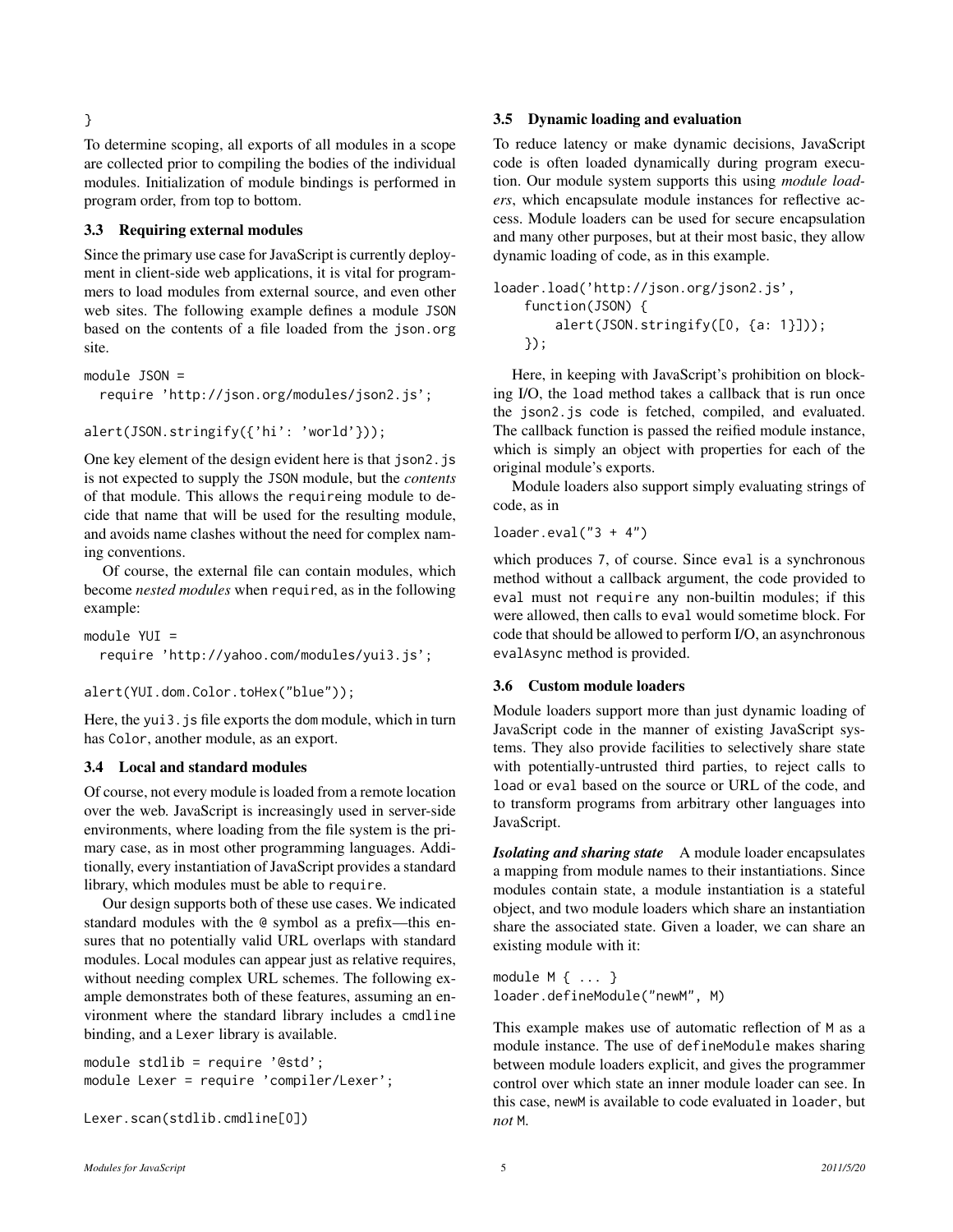}

To determine scoping, all exports of all modules in a scope are collected prior to compiling the bodies of the individual modules. Initialization of module bindings is performed in program order, from top to bottom.

### 3.3 Requiring external modules

Since the primary use case for JavaScript is currently deployment in client-side web applications, it is vital for programmers to load modules from external source, and even other web sites. The following example defines a module `JSON` based on the contents of a file loaded from the `json.org` site.

```
module JSON =
  require 'http://json.org/modules/json2.js';

alert(JSON.stringify({'hi': 'world'}));
```

One key element of the design evident here is that `json2.js` is not expected to supply the `JSON` module, but the *contents* of that module. This allows the `require`ing module to decide that name that will be used for the resulting module, and avoids name clashes without the need for complex naming conventions.

Of course, the external file can contain modules, which become *nested modules* when `required`, as in the following example:

```
module YUI =
  require 'http://yahoo.com/modules/yui3.js';

alert(YUI.dom.Color.toHex("blue"));
```

Here, the `yui3.js` file exports the `dom` module, which in turn has `Color`, another module, as an export.

### 3.4 Local and standard modules

Of course, not every module is loaded from a remote location over the web. JavaScript is increasingly used in server-side environments, where loading from the file system is the primary case, as in most other programming languages. Additionally, every instantiation of JavaScript provides a standard library, which modules must be able to `require`.

Our design supports both of these use cases. We indicated standard modules with the `@` symbol as a prefix—this ensures that no potentially valid URL overlaps with standard modules. Local modules can appear just as relative requires, without needing complex URL schemes. The following example demonstrates both of these features, assuming an environment where the standard library includes a `cmdline` binding, and a `Lexer` library is available.

```
module stdlib = require '@std';
module Lexer = require 'compiler/Lexer';

Lexer.scan(stdlib.cmdline[0])
```

### 3.5 Dynamic loading and evaluation

To reduce latency or make dynamic decisions, JavaScript code is often loaded dynamically during program execution. Our module system supports this using *module loaders*, which encapsulate module instances for reflective access. Module loaders can be used for secure encapsulation and many other purposes, but at their most basic, they allow dynamic loading of code, as in this example.

```
loader.load('http://json.org/json2.js',
    function(JSON) {
        alert(JSON.stringify([0, {a: 1}]));
    });
```

Here, in keeping with JavaScript's prohibition on blocking I/O, the `load` method takes a callback that is run once the `json2.js` code is fetched, compiled, and evaluated. The callback function is passed the reified module instance, which is simply an object with properties for each of the original module's exports.

Module loaders also support simply evaluating strings of code, as in

```
loader.eval("3 + 4")
```

which produces `7`, of course. Since `eval` is a synchronous method without a callback argument, the code provided to `eval` must not `require` any non-builtin modules; if this were allowed, then calls to `eval` would sometime block. For code that should be allowed to perform I/O, an asynchronous `evalAsync` method is provided.

### 3.6 Custom module loaders

Module loaders support more than just dynamic loading of JavaScript code in the manner of existing JavaScript systems. They also provide facilities to selectively share state with potentially-untrusted third parties, to reject calls to `load` or `eval` based on the source or URL of the code, and to transform programs from arbitrary other languages into JavaScript.

***Isolating and sharing state*** A module loader encapsulates a mapping from module names to their instantiations. Since modules contain state, a module instantiation is a stateful object, and two module loaders which share an instantiation share the associated state. Given a loader, we can share an existing module with it:

```
module M { ... }
loader.defineModule("newM", M)
```

This example makes use of automatic reflection of `M` as a module instance. The use of `defineModule` makes sharing between module loaders explicit, and gives the programmer control over which state an inner module loader can see. In this case, `newM` is available to code evaluated in `loader`, but *not* `M`.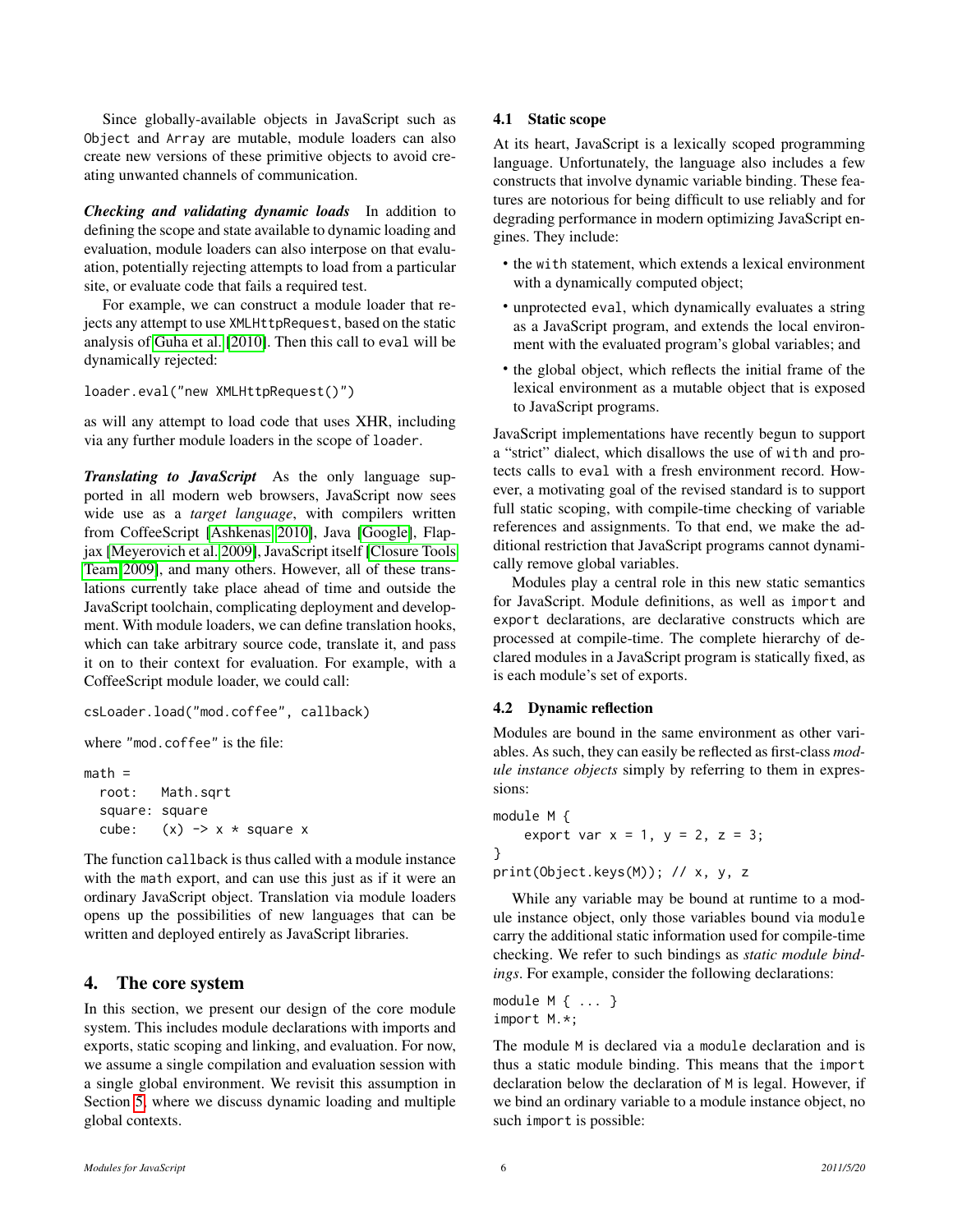Since globally-available objects in JavaScript such as `Object` and `Array` are mutable, module loaders can also create new versions of these primitive objects to avoid creating unwanted channels of communication.

***Checking and validating dynamic loads*** In addition to defining the scope and state available to dynamic loading and evaluation, module loaders can also interpose on that evaluation, potentially rejecting attempts to load from a particular site, or evaluate code that fails a required test.

For example, we can construct a module loader that rejects any attempt to use `XMLHttpRequest`, based on the static analysis of Guha et al. [2010]. Then this call to `eval` will be dynamically rejected:

```
loader.eval("new XMLHttpRequest()")
```

as will any attempt to load code that uses XHR, including via any further module loaders in the scope of `loader`.

***Translating to JavaScript*** As the only language supported in all modern web browsers, JavaScript now sees wide use as a *target language*, with compilers written from CoffeeScript [Ashkenas 2010], Java [Google], Flapjax [Meyerovich et al. 2009], JavaScript itself [Closure Tools Team 2009], and many others. However, all of these translations currently take place ahead of time and outside the JavaScript toolchain, complicating deployment and development. With module loaders, we can define translation hooks, which can take arbitrary source code, translate it, and pass it on to their context for evaluation. For example, with a CoffeeScript module loader, we could call:

```
csLoader.load("mod.coffee", callback)
```

where `"mod.coffee"` is the file:

```
math =
  root:   Math.sqrt
  square: square
  cube:   (x) -> x * square x
```

The function `callback` is thus called with a module instance with the `math` export, and can use this just as if it were an ordinary JavaScript object. Translation via module loaders opens up the possibilities of new languages that can be written and deployed entirely as JavaScript libraries.

## 4. The core system

In this section, we present our design of the core module system. This includes module declarations with imports and exports, static scoping and linking, and evaluation. For now, we assume a single compilation and evaluation session with a single global environment. We revisit this assumption in Section 5, where we discuss dynamic loading and multiple global contexts.

### 4.1 Static scope

At its heart, JavaScript is a lexically scoped programming language. Unfortunately, the language also includes a few constructs that involve dynamic variable binding. These features are notorious for being difficult to use reliably and for degrading performance in modern optimizing JavaScript engines. They include:

- the `with` statement, which extends a lexical environment with a dynamically computed object;
- unprotected `eval`, which dynamically evaluates a string as a JavaScript program, and extends the local environment with the evaluated program's global variables; and
- the global object, which reflects the initial frame of the lexical environment as a mutable object that is exposed to JavaScript programs.

JavaScript implementations have recently begun to support a "strict" dialect, which disallows the use of `with` and protects calls to `eval` with a fresh environment record. However, a motivating goal of the revised standard is to support full static scoping, with compile-time checking of variable references and assignments. To that end, we make the additional restriction that JavaScript programs cannot dynamically remove global variables.

Modules play a central role in this new static semantics for JavaScript. Module definitions, as well as `import` and `export` declarations, are declarative constructs which are processed at compile-time. The complete hierarchy of declared modules in a JavaScript program is statically fixed, as is each module's set of exports.

### 4.2 Dynamic reflection

Modules are bound in the same environment as other variables. As such, they can easily be reflected as first-class *module instance objects* simply by referring to them in expressions:

```
module M {
    export var x = 1, y = 2, z = 3;
}
print(Object.keys(M)); // x, y, z
```

While any variable may be bound at runtime to a module instance object, only those variables bound via `module` carry the additional static information used for compile-time checking. We refer to such bindings as *static module bindings*. For example, consider the following declarations:

```
module M { ... }
import M.*;
```

The module `M` is declared via a `module` declaration and is thus a static module binding. This means that the `import` declaration below the declaration of `M` is legal. However, if we bind an ordinary variable to a module instance object, no such `import` is possible: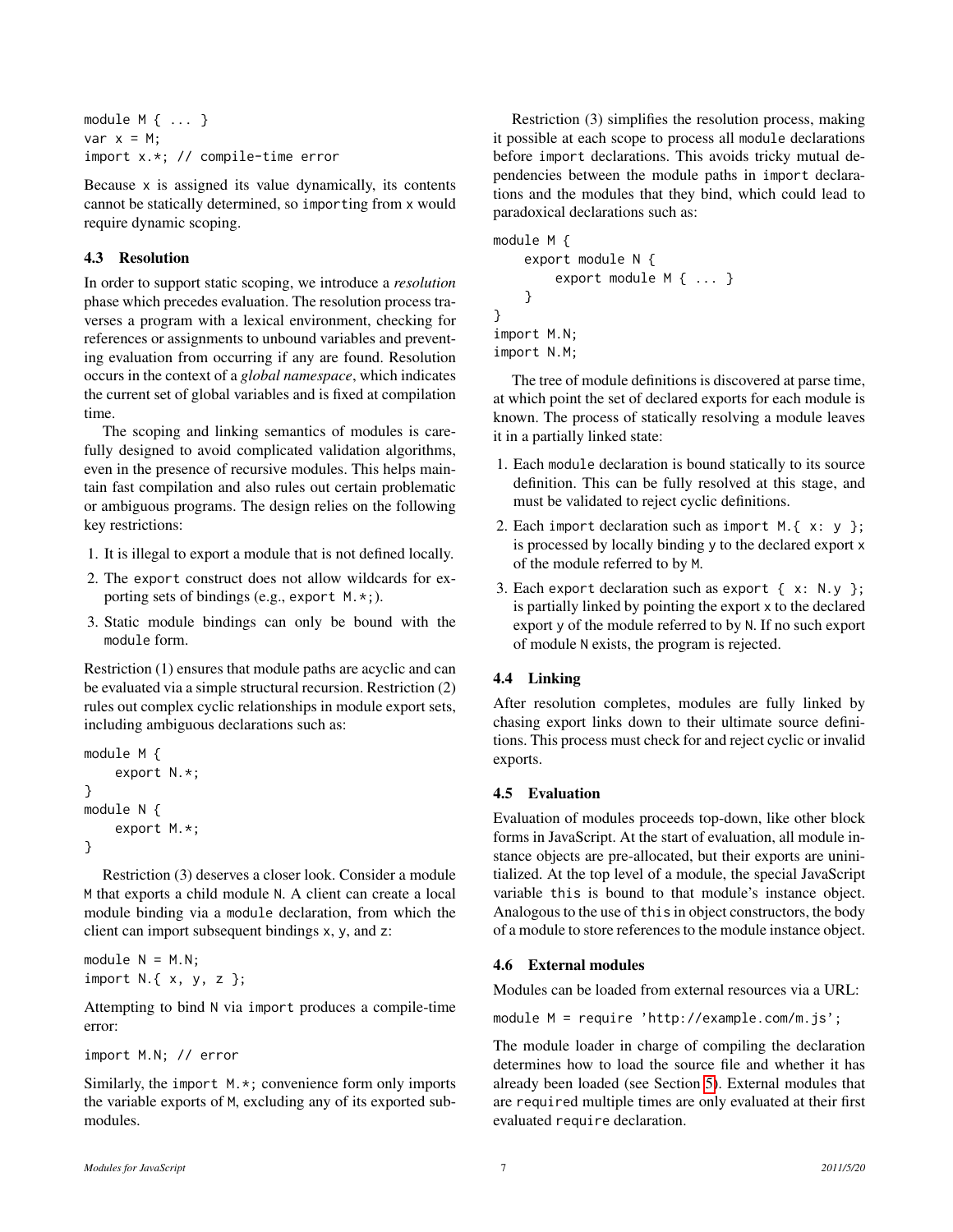```
module M { ... }
var x = M;
import x.*; // compile-time error
```

Because x is assigned its value dynamically, its contents cannot be statically determined, so importing from x would require dynamic scoping.

### 4.3 Resolution

In order to support static scoping, we introduce a *resolution* phase which precedes evaluation. The resolution process traverses a program with a lexical environment, checking for references or assignments to unbound variables and preventing evaluation from occurring if any are found. Resolution occurs in the context of a *global namespace*, which indicates the current set of global variables and is fixed at compilation time.

The scoping and linking semantics of modules is carefully designed to avoid complicated validation algorithms, even in the presence of recursive modules. This helps maintain fast compilation and also rules out certain problematic or ambiguous programs. The design relies on the following key restrictions:

1. It is illegal to export a module that is not defined locally.
2. The export construct does not allow wildcards for exporting sets of bindings (e.g., `export M.*;`).
3. Static module bindings can only be bound with the module form.

Restriction (1) ensures that module paths are acyclic and can be evaluated via a simple structural recursion. Restriction (2) rules out complex cyclic relationships in module export sets, including ambiguous declarations such as:

```
module M {
    export N.*;
}
module N {
    export M.*;
}
```

Restriction (3) deserves a closer look. Consider a module M that exports a child module N. A client can create a local module binding via a module declaration, from which the client can import subsequent bindings x, y, and z:

```
module N = M.N;
import N.{ x, y, z };
```

Attempting to bind N via import produces a compile-time error:

```
import M.N; // error
```

Similarly, the `import M.*;` convenience form only imports the variable exports of M, excluding any of its exported submodules.

Restriction (3) simplifies the resolution process, making it possible at each scope to process all module declarations before import declarations. This avoids tricky mutual dependencies between the module paths in import declarations and the modules that they bind, which could lead to paradoxical declarations such as:

```
module M {
    export module N {
        export module M { ... }
    }
}
import M.N;
import N.M;
```

The tree of module definitions is discovered at parse time, at which point the set of declared exports for each module is known. The process of statically resolving a module leaves it in a partially linked state:

1. Each module declaration is bound statically to its source definition. This can be fully resolved at this stage, and must be validated to reject cyclic definitions.
2. Each import declaration such as `import M.{ x: y };` is processed by locally binding y to the declared export x of the module referred to by M.
3. Each export declaration such as `export { x: N.y };` is partially linked by pointing the export x to the declared export y of the module referred to by N. If no such export of module N exists, the program is rejected.

### 4.4 Linking

After resolution completes, modules are fully linked by chasing export links down to their ultimate source definitions. This process must check for and reject cyclic or invalid exports.

### 4.5 Evaluation

Evaluation of modules proceeds top-down, like other block forms in JavaScript. At the start of evaluation, all module instance objects are pre-allocated, but their exports are uninitialized. At the top level of a module, the special JavaScript variable this is bound to that module's instance object. Analogous to the use of this in object constructors, the body of a module to store references to the module instance object.

### 4.6 External modules

Modules can be loaded from external resources via a URL:

```
module M = require 'http://example.com/m.js';
```

The module loader in charge of compiling the declaration determines how to load the source file and whether it has already been loaded (see Section 5). External modules that are required multiple times are only evaluated at their first evaluated require declaration.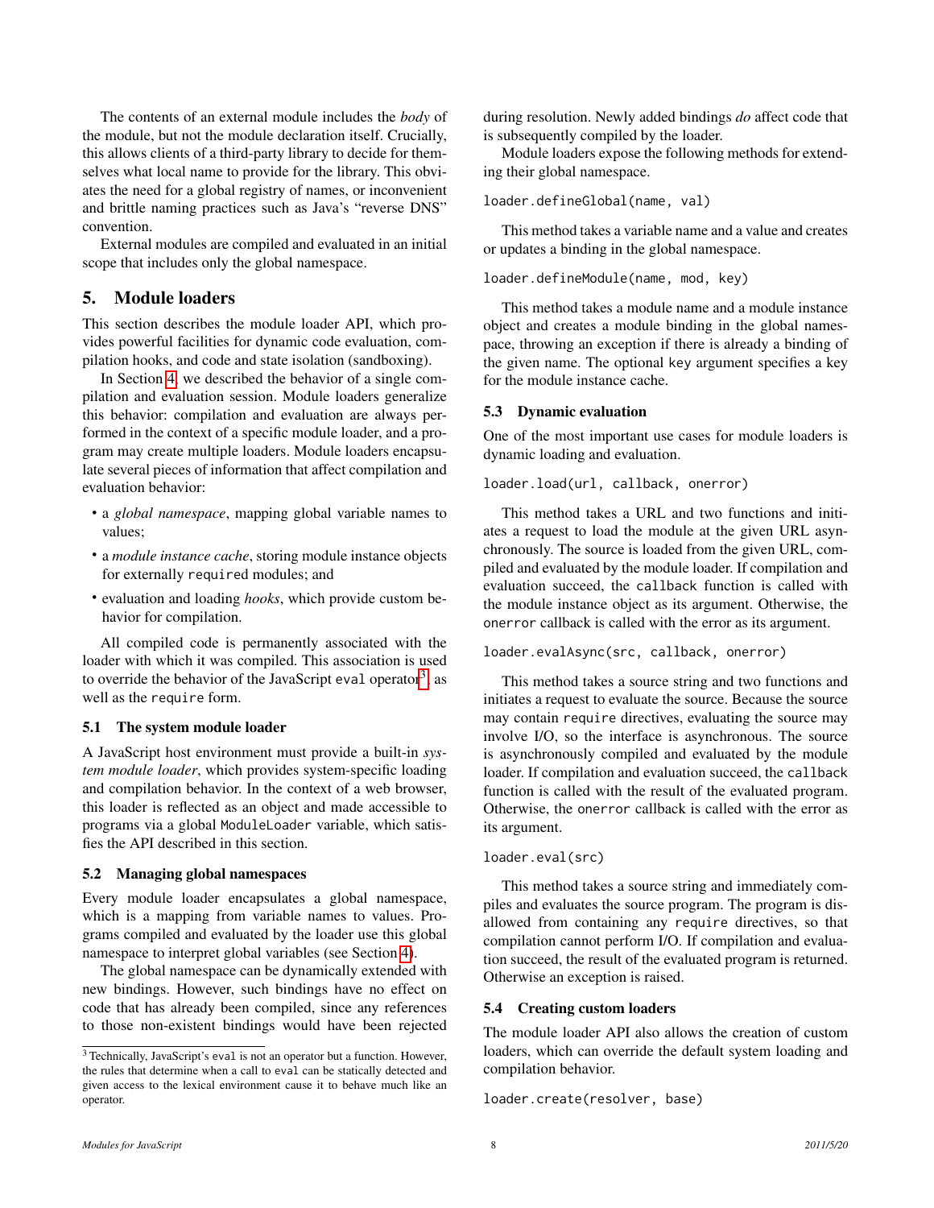The contents of an external module includes the *body* of the module, but not the module declaration itself. Crucially, this allows clients of a third-party library to decide for themselves what local name to provide for the library. This obviates the need for a global registry of names, or inconvenient and brittle naming practices such as Java's "reverse DNS" convention.

External modules are compiled and evaluated in an initial scope that includes only the global namespace.

## 5. Module loaders

This section describes the module loader API, which provides powerful facilities for dynamic code evaluation, compilation hooks, and code and state isolation (sandboxing).

In Section 4, we described the behavior of a single compilation and evaluation session. Module loaders generalize this behavior: compilation and evaluation are always performed in the context of a specific module loader, and a program may create multiple loaders. Module loaders encapsulate several pieces of information that affect compilation and evaluation behavior:

- a *global namespace*, mapping global variable names to values;
- a *module instance cache*, storing module instance objects for externally `require`d modules; and
- evaluation and loading *hooks*, which provide custom behavior for compilation.

All compiled code is permanently associated with the loader with which it was compiled. This association is used to override the behavior of the JavaScript `eval` operator[3], as well as the `require` form.

### 5.1 The system module loader

A JavaScript host environment must provide a built-in *system module loader*, which provides system-specific loading and compilation behavior. In the context of a web browser, this loader is reflected as an object and made accessible to programs via a global `ModuleLoader` variable, which satisfies the API described in this section.

### 5.2 Managing global namespaces

Every module loader encapsulates a global namespace, which is a mapping from variable names to values. Programs compiled and evaluated by the loader use this global namespace to interpret global variables (see Section 4).

The global namespace can be dynamically extended with new bindings. However, such bindings have no effect on code that has already been compiled, since any references to those non-existent bindings would have been rejected during resolution. Newly added bindings *do* affect code that is subsequently compiled by the loader.

Module loaders expose the following methods for extending their global namespace.

```
loader.defineGlobal(name, val)
```

This method takes a variable name and a value and creates or updates a binding in the global namespace.

```
loader.defineModule(name, mod, key)
```

This method takes a module name and a module instance object and creates a module binding in the global namespace, throwing an exception if there is already a binding of the given name. The optional `key` argument specifies a key for the module instance cache.

### 5.3 Dynamic evaluation

One of the most important use cases for module loaders is dynamic loading and evaluation.

```
loader.load(url, callback, onerror)
```

This method takes a URL and two functions and initiates a request to load the module at the given URL asynchronously. The source is loaded from the given URL, compiled and evaluated by the module loader. If compilation and evaluation succeed, the `callback` function is called with the module instance object as its argument. Otherwise, the `onerror` callback is called with the error as its argument.

```
loader.evalAsync(src, callback, onerror)
```

This method takes a source string and two functions and initiates a request to evaluate the source. Because the source may contain `require` directives, evaluating the source may involve I/O, so the interface is asynchronous. The source is asynchronously compiled and evaluated by the module loader. If compilation and evaluation succeed, the `callback` function is called with the result of the evaluated program. Otherwise, the `onerror` callback is called with the error as its argument.

```
loader.eval(src)
```

This method takes a source string and immediately compiles and evaluates the source program. The program is disallowed from containing any `require` directives, so that compilation cannot perform I/O. If compilation and evaluation succeed, the result of the evaluated program is returned. Otherwise an exception is raised.

### 5.4 Creating custom loaders

The module loader API also allows the creation of custom loaders, which can override the default system loading and compilation behavior.

```
loader.create(resolver, base)
```

[3] Technically, JavaScript's `eval` is not an operator but a function. However, the rules that determine when a call to `eval` can be statically detected and given access to the lexical environment cause it to behave much like an operator.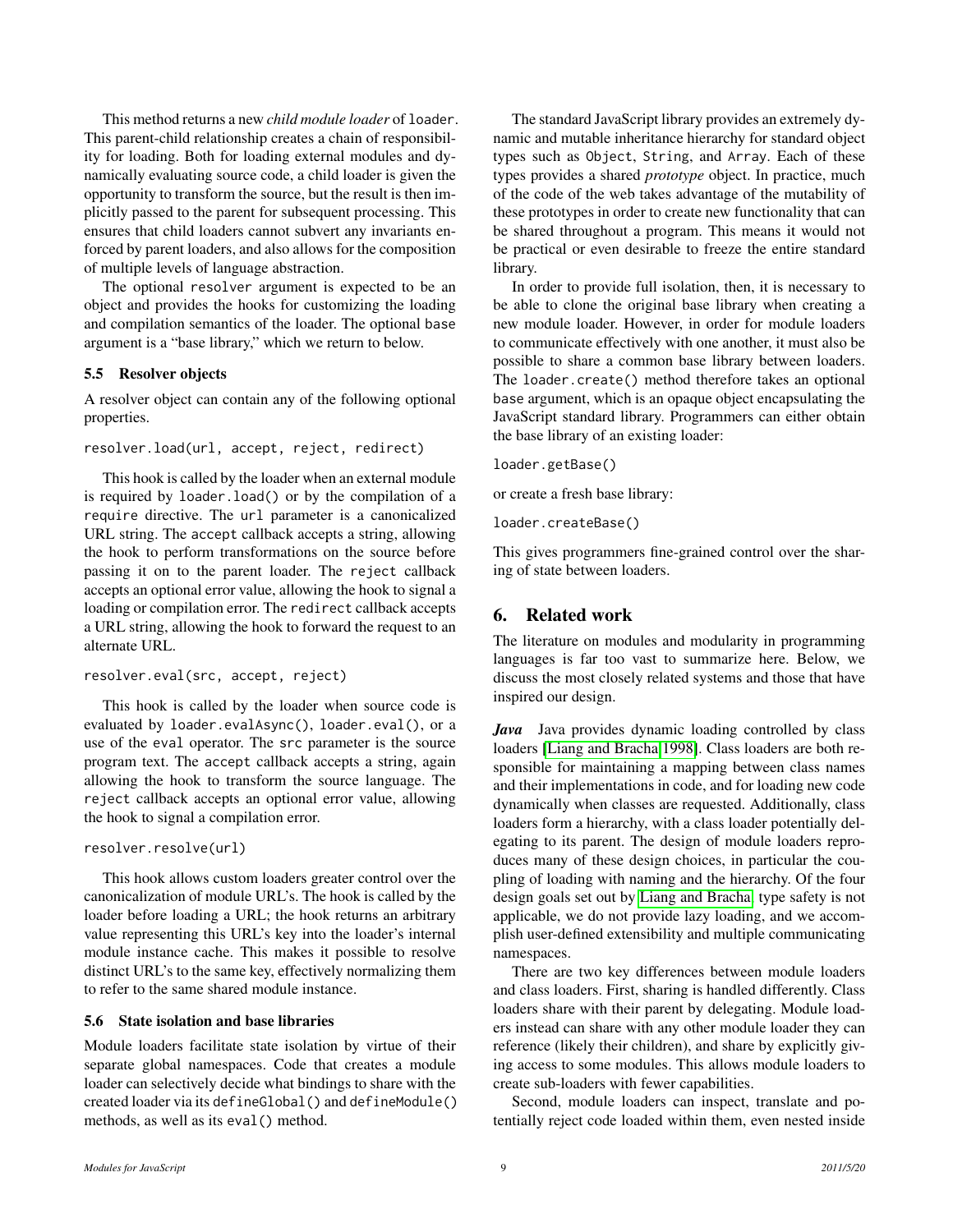This method returns a new *child module loader* of `loader`. This parent-child relationship creates a chain of responsibility for loading. Both for loading external modules and dynamically evaluating source code, a child loader is given the opportunity to transform the source, but the result is then implicitly passed to the parent for subsequent processing. This ensures that child loaders cannot subvert any invariants enforced by parent loaders, and also allows for the composition of multiple levels of language abstraction.

The optional `resolver` argument is expected to be an object and provides the hooks for customizing the loading and compilation semantics of the loader. The optional `base` argument is a "base library," which we return to below.

### 5.5 Resolver objects

A resolver object can contain any of the following optional properties.

```
resolver.load(url, accept, reject, redirect)
```

This hook is called by the loader when an external module is required by `loader.load()` or by the compilation of a `require` directive. The `url` parameter is a canonicalized URL string. The `accept` callback accepts a string, allowing the hook to perform transformations on the source before passing it on to the parent loader. The `reject` callback accepts an optional error value, allowing the hook to signal a loading or compilation error. The `redirect` callback accepts a URL string, allowing the hook to forward the request to an alternate URL.

```
resolver.eval(src, accept, reject)
```

This hook is called by the loader when source code is evaluated by `loader.evalAsync()`, `loader.eval()`, or a use of the `eval` operator. The `src` parameter is the source program text. The `accept` callback accepts a string, again allowing the hook to transform the source language. The `reject` callback accepts an optional error value, allowing the hook to signal a compilation error.

```
resolver.resolve(url)
```

This hook allows custom loaders greater control over the canonicalization of module URL's. The hook is called by the loader before loading a URL; the hook returns an arbitrary value representing this URL's key into the loader's internal module instance cache. This makes it possible to resolve distinct URL's to the same key, effectively normalizing them to refer to the same shared module instance.

### 5.6 State isolation and base libraries

Module loaders facilitate state isolation by virtue of their separate global namespaces. Code that creates a module loader can selectively decide what bindings to share with the created loader via its `defineGlobal()` and `defineModule()` methods, as well as its `eval()` method.

The standard JavaScript library provides an extremely dynamic and mutable inheritance hierarchy for standard object types such as `Object`, `String`, and `Array`. Each of these types provides a shared *prototype* object. In practice, much of the code of the web takes advantage of the mutability of these prototypes in order to create new functionality that can be shared throughout a program. This means it would not be practical or even desirable to freeze the entire standard library.

In order to provide full isolation, then, it is necessary to be able to clone the original base library when creating a new module loader. However, in order for module loaders to communicate effectively with one another, it must also be possible to share a common base library between loaders. The `loader.create()` method therefore takes an optional `base` argument, which is an opaque object encapsulating the JavaScript standard library. Programmers can either obtain the base library of an existing loader:

```
loader.getBase()
```

or create a fresh base library:

```
loader.createBase()
```

This gives programmers fine-grained control over the sharing of state between loaders.

## 6. Related work

The literature on modules and modularity in programming languages is far too vast to summarize here. Below, we discuss the most closely related systems and those that have inspired our design.

***Java*** Java provides dynamic loading controlled by class loaders [Liang and Bracha 1998]. Class loaders are both responsible for maintaining a mapping between class names and their implementations in code, and for loading new code dynamically when classes are requested. Additionally, class loaders form a hierarchy, with a class loader potentially delegating to its parent. The design of module loaders reproduces many of these design choices, in particular the coupling of loading with naming and the hierarchy. Of the four design goals set out by Liang and Bracha, type safety is not applicable, we do not provide lazy loading, and we accomplish user-defined extensibility and multiple communicating namespaces.

There are two key differences between module loaders and class loaders. First, sharing is handled differently. Class loaders share with their parent by delegating. Module loaders instead can share with any other module loader they can reference (likely their children), and share by explicitly giving access to some modules. This allows module loaders to create sub-loaders with fewer capabilities.

Second, module loaders can inspect, translate and potentially reject code loaded within them, even nested inside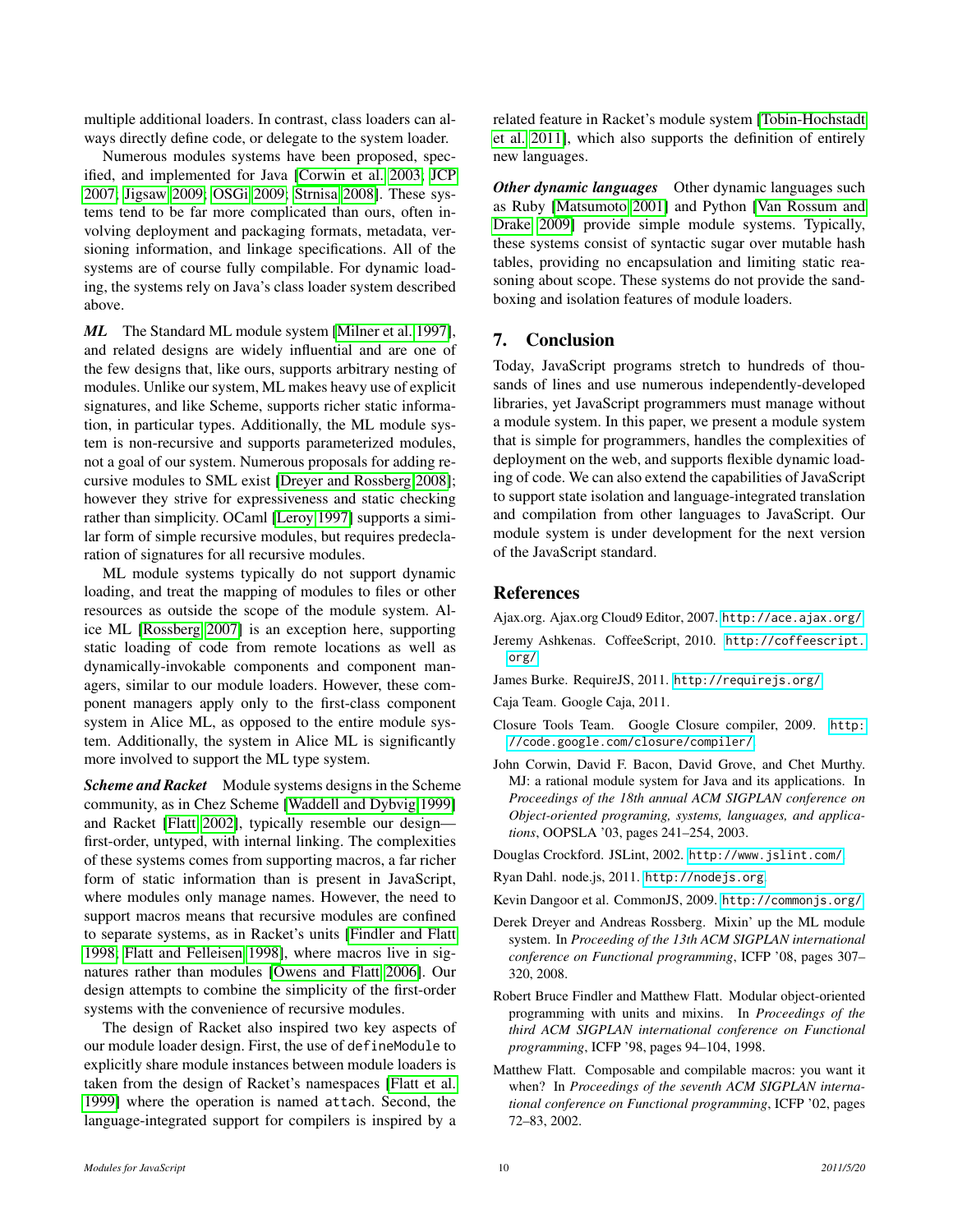multiple additional loaders. In contrast, class loaders can always directly define code, or delegate to the system loader.

Numerous modules systems have been proposed, specified, and implemented for Java [Corwin et al. 2003; JCP 2007; Jigsaw 2009; OSGi 2009; Strnisa 2008]. These systems tend to be far more complicated than ours, often involving deployment and packaging formats, metadata, versioning information, and linkage specifications. All of the systems are of course fully compilable. For dynamic loading, the systems rely on Java's class loader system described above.

***ML*** The Standard ML module system [Milner et al. 1997], and related designs are widely influential and are one of the few designs that, like ours, supports arbitrary nesting of modules. Unlike our system, ML makes heavy use of explicit signatures, and like Scheme, supports richer static information, in particular types. Additionally, the ML module system is non-recursive and supports parameterized modules, not a goal of our system. Numerous proposals for adding recursive modules to SML exist [Dreyer and Rossberg 2008]; however they strive for expressiveness and static checking rather than simplicity. OCaml [Leroy 1997] supports a similar form of simple recursive modules, but requires predeclaration of signatures for all recursive modules.

ML module systems typically do not support dynamic loading, and treat the mapping of modules to files or other resources as outside the scope of the module system. Alice ML [Rossberg 2007] is an exception here, supporting static loading of code from remote locations as well as dynamically-invokable components and component managers, similar to our module loaders. However, these component managers apply only to the first-class component system in Alice ML, as opposed to the entire module system. Additionally, the system in Alice ML is significantly more involved to support the ML type system.

***Scheme and Racket*** Module systems designs in the Scheme community, as in Chez Scheme [Waddell and Dybvig 1999] and Racket [Flatt 2002], typically resemble our design—first-order, untyped, with internal linking. The complexities of these systems comes from supporting macros, a far richer form of static information than is present in JavaScript, where modules only manage names. However, the need to support macros means that recursive modules are confined to separate systems, as in Racket's units [Findler and Flatt 1998; Flatt and Felleisen 1998], where macros live in signatures rather than modules [Owens and Flatt 2006]. Our design attempts to combine the simplicity of the first-order systems with the convenience of recursive modules.

The design of Racket also inspired two key aspects of our module loader design. First, the use of `defineModule` to explicitly share module instances between module loaders is taken from the design of Racket's namespaces [Flatt et al. 1999] where the operation is named `attach`. Second, the language-integrated support for compilers is inspired by a related feature in Racket's module system [Tobin-Hochstadt et al. 2011], which also supports the definition of entirely new languages.

***Other dynamic languages*** Other dynamic languages such as Ruby [Matsumoto 2001] and Python [Van Rossum and Drake 2009] provide simple module systems. Typically, these systems consist of syntactic sugar over mutable hash tables, providing no encapsulation and limiting static reasoning about scope. These systems do not provide the sandboxing and isolation features of module loaders.

## 7. Conclusion

Today, JavaScript programs stretch to hundreds of thousands of lines and use numerous independently-developed libraries, yet JavaScript programmers must manage without a module system. In this paper, we present a module system that is simple for programmers, handles the complexities of deployment on the web, and supports flexible dynamic loading of code. We can also extend the capabilities of JavaScript to support state isolation and language-integrated translation and compilation from other languages to JavaScript. Our module system is under development for the next version of the JavaScript standard.

## References

Ajax.org. Ajax.org Cloud9 Editor, 2007. http://ace.ajax.org/.

Jeremy Ashkenas. CoffeeScript, 2010. http://coffeescript.org/.

James Burke. RequireJS, 2011. http://requirejs.org/.

Caja Team. Google Caja, 2011.

Closure Tools Team. Google Closure compiler, 2009. http://code.google.com/closure/compiler/.

John Corwin, David F. Bacon, David Grove, and Chet Murthy. MJ: a rational module system for Java and its applications. In *Proceedings of the 18th annual ACM SIGPLAN conference on Object-oriented programing, systems, languages, and applications*, OOPSLA '03, pages 241–254, 2003.

Douglas Crockford. JSLint, 2002. http://www.jslint.com/.

Ryan Dahl. node.js, 2011. http://nodejs.org.

Kevin Dangoor et al. CommonJS, 2009. http://commonjs.org/.

Derek Dreyer and Andreas Rossberg. Mixin' up the ML module system. In *Proceeding of the 13th ACM SIGPLAN international conference on Functional programming*, ICFP '08, pages 307–320, 2008.

Robert Bruce Findler and Matthew Flatt. Modular object-oriented programming with units and mixins. In *Proceedings of the third ACM SIGPLAN international conference on Functional programming*, ICFP '98, pages 94–104, 1998.

Matthew Flatt. Composable and compilable macros: you want it when? In *Proceedings of the seventh ACM SIGPLAN international conference on Functional programming*, ICFP '02, pages 72–83, 2002.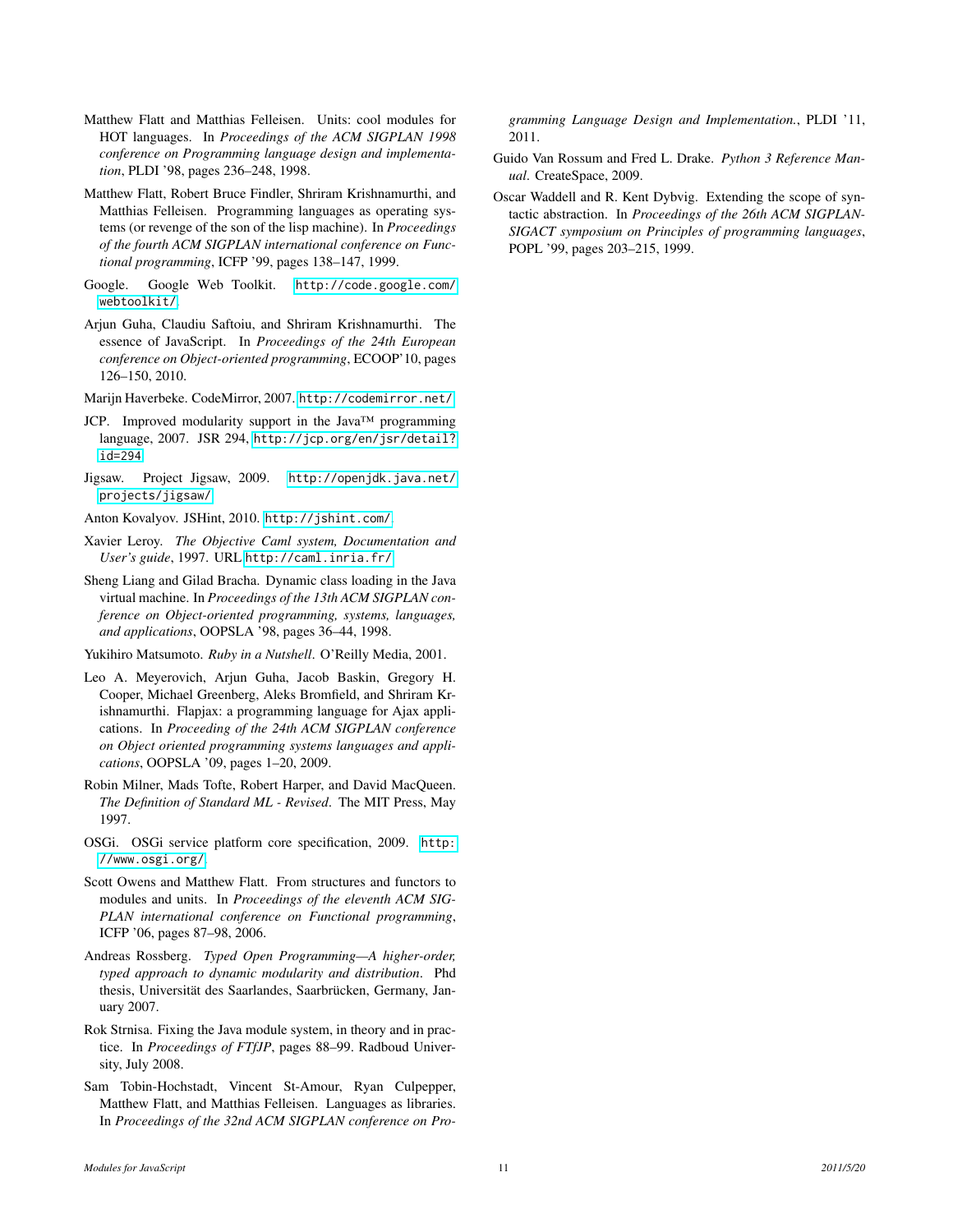Matthew Flatt and Matthias Felleisen. Units: cool modules for HOT languages. In *Proceedings of the ACM SIGPLAN 1998 conference on Programming language design and implementation*, PLDI '98, pages 236–248, 1998.

Matthew Flatt, Robert Bruce Findler, Shriram Krishnamurthi, and Matthias Felleisen. Programming languages as operating systems (or revenge of the son of the lisp machine). In *Proceedings of the fourth ACM SIGPLAN international conference on Functional programming*, ICFP '99, pages 138–147, 1999.

Google. Google Web Toolkit. http://code.google.com/webtoolkit/.

Arjun Guha, Claudiu Saftoiu, and Shriram Krishnamurthi. The essence of JavaScript. In *Proceedings of the 24th European conference on Object-oriented programming*, ECOOP'10, pages 126–150, 2010.

Marijn Haverbeke. CodeMirror, 2007. http://codemirror.net/.

JCP. Improved modularity support in the Java™ programming language, 2007. JSR 294, http://jcp.org/en/jsr/detail?id=294.

Jigsaw. Project Jigsaw, 2009. http://openjdk.java.net/projects/jigsaw/.

Anton Kovalyov. JSHint, 2010. http://jshint.com/.

Xavier Leroy. *The Objective Caml system, Documentation and User's guide*, 1997. URL http://caml.inria.fr/.

Sheng Liang and Gilad Bracha. Dynamic class loading in the Java virtual machine. In *Proceedings of the 13th ACM SIGPLAN conference on Object-oriented programming, systems, languages, and applications*, OOPSLA '98, pages 36–44, 1998.

Yukihiro Matsumoto. *Ruby in a Nutshell*. O'Reilly Media, 2001.

Leo A. Meyerovich, Arjun Guha, Jacob Baskin, Gregory H. Cooper, Michael Greenberg, Aleks Bromfield, and Shriram Krishnamurthi. Flapjax: a programming language for Ajax applications. In *Proceeding of the 24th ACM SIGPLAN conference on Object oriented programming systems languages and applications*, OOPSLA '09, pages 1–20, 2009.

Robin Milner, Mads Tofte, Robert Harper, and David MacQueen. *The Definition of Standard ML - Revised*. The MIT Press, May 1997.

OSGi. OSGi service platform core specification, 2009. http://www.osgi.org/.

Scott Owens and Matthew Flatt. From structures and functors to modules and units. In *Proceedings of the eleventh ACM SIGPLAN international conference on Functional programming*, ICFP '06, pages 87–98, 2006.

Andreas Rossberg. *Typed Open Programming—A higher-order, typed approach to dynamic modularity and distribution*. Phd thesis, Universität des Saarlandes, Saarbrücken, Germany, January 2007.

Rok Strnisa. Fixing the Java module system, in theory and in practice. In *Proceedings of FTfJP*, pages 88–99. Radboud University, July 2008.

Sam Tobin-Hochstadt, Vincent St-Amour, Ryan Culpepper, Matthew Flatt, and Matthias Felleisen. Languages as libraries. In *Proceedings of the 32nd ACM SIGPLAN conference on Programming Language Design and Implementation.*, PLDI '11, 2011.

Guido Van Rossum and Fred L. Drake. *Python 3 Reference Manual*. CreateSpace, 2009.

Oscar Waddell and R. Kent Dybvig. Extending the scope of syntactic abstraction. In *Proceedings of the 26th ACM SIGPLAN-SIGACT symposium on Principles of programming languages*, POPL '99, pages 203–215, 1999.